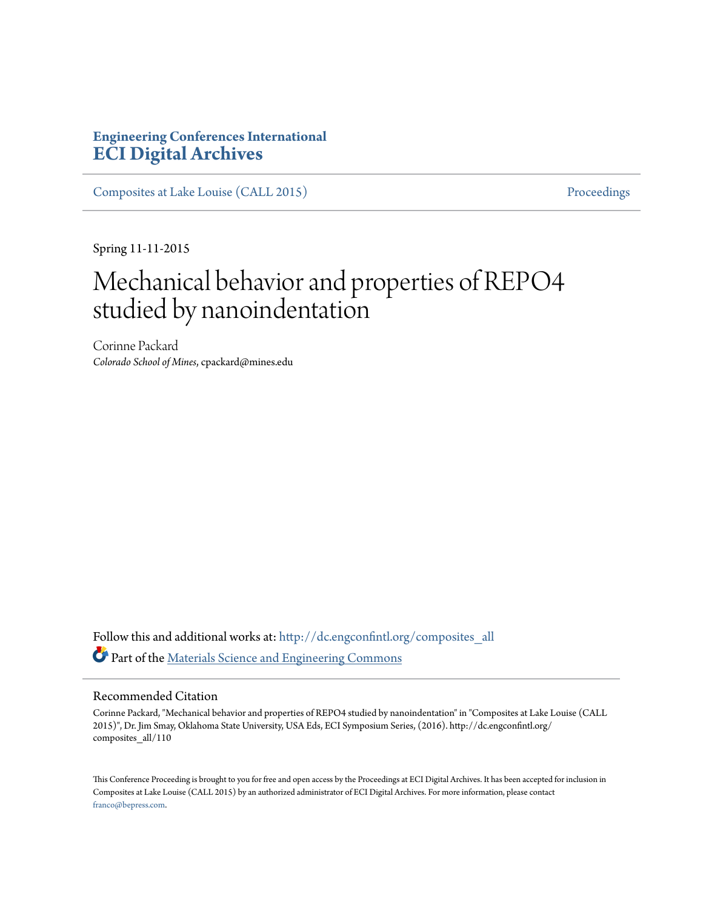# Engineering Conferences International
# ECI Digital Archives

Composites at Lake Louise (CALL 2015) | Proceedings

Spring 11-11-2015

# Mechanical behavior and properties of REPO4 studied by nanoindentation

Corinne Packard
*Colorado School of Mines*, cpackard@mines.edu

Follow this and additional works at: http://dc.engconfintl.org/composites_all

Part of the Materials Science and Engineering Commons

## Recommended Citation

Corinne Packard, "Mechanical behavior and properties of REPO4 studied by nanoindentation" in "Composites at Lake Louise (CALL 2015)", Dr. Jim Smay, Oklahoma State University, USA Eds, ECI Symposium Series, (2016). http://dc.engconfintl.org/composites_all/110

This Conference Proceeding is brought to you for free and open access by the Proceedings at ECI Digital Archives. It has been accepted for inclusion in Composites at Lake Louise (CALL 2015) by an authorized administrator of ECI Digital Archives. For more information, please contact franco@bepress.com.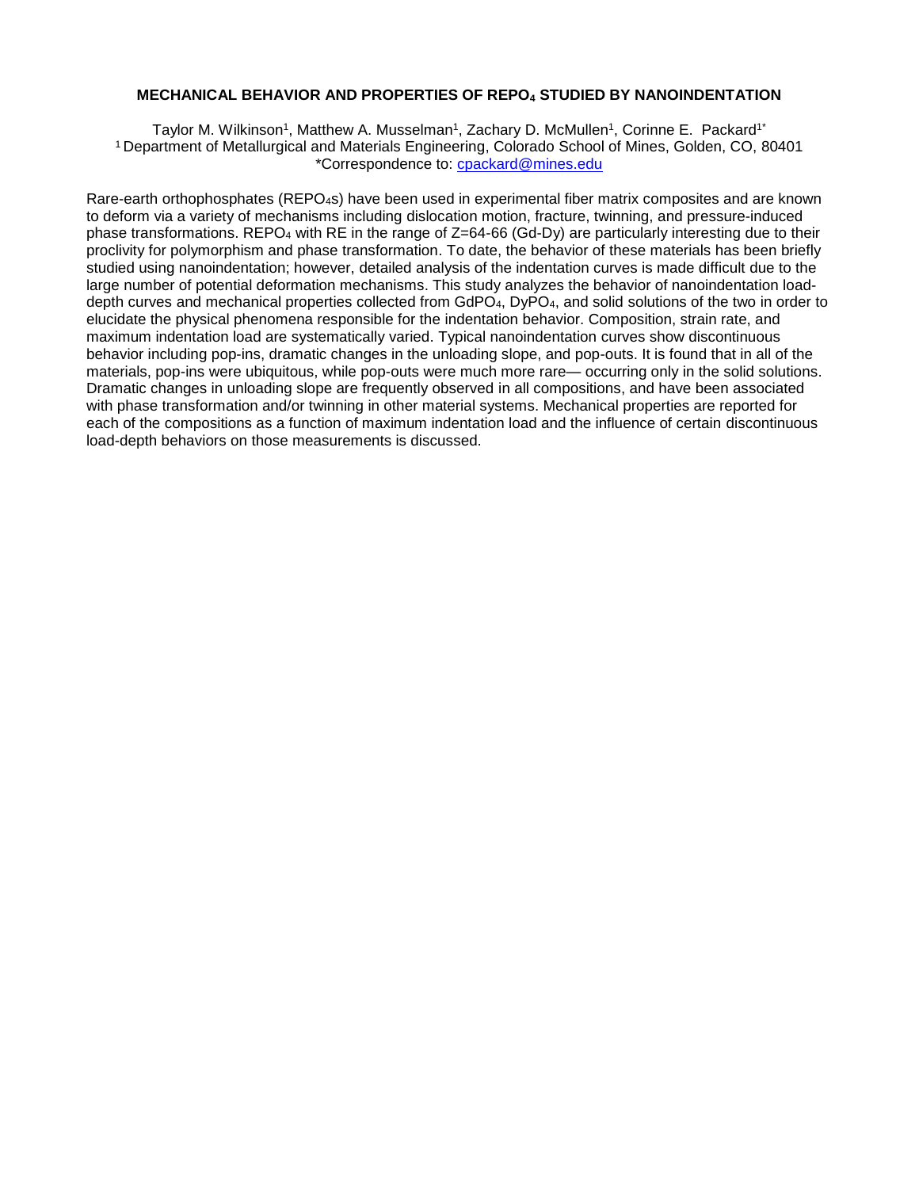**MECHANICAL BEHAVIOR AND PROPERTIES OF $REPO_4$ STUDIED BY NANOINDENTATION**

Taylor M. Wilkinson[1], Matthew A. Musselman[1], Zachary D. McMullen[1], Corinne E. Packard[1*]
[1] Department of Metallurgical and Materials Engineering, Colorado School of Mines, Golden, CO, 80401
*Correspondence to: cpackard@mines.edu

Rare-earth orthophosphates ($REPO_4$s) have been used in experimental fiber matrix composites and are known to deform via a variety of mechanisms including dislocation motion, fracture, twinning, and pressure-induced phase transformations. $REPO_4$ with RE in the range of Z=64-66 (Gd-Dy) are particularly interesting due to their proclivity for polymorphism and phase transformation. To date, the behavior of these materials has been briefly studied using nanoindentation; however, detailed analysis of the indentation curves is made difficult due to the large number of potential deformation mechanisms. This study analyzes the behavior of nanoindentation load-depth curves and mechanical properties collected from $GdPO_4$, $DyPO_4$, and solid solutions of the two in order to elucidate the physical phenomena responsible for the indentation behavior. Composition, strain rate, and maximum indentation load are systematically varied. Typical nanoindentation curves show discontinuous behavior including pop-ins, dramatic changes in the unloading slope, and pop-outs. It is found that in all of the materials, pop-ins were ubiquitous, while pop-outs were much more rare— occurring only in the solid solutions. Dramatic changes in unloading slope are frequently observed in all compositions, and have been associated with phase transformation and/or twinning in other material systems. Mechanical properties are reported for each of the compositions as a function of maximum indentation load and the influence of certain discontinuous load-depth behaviors on those measurements is discussed.